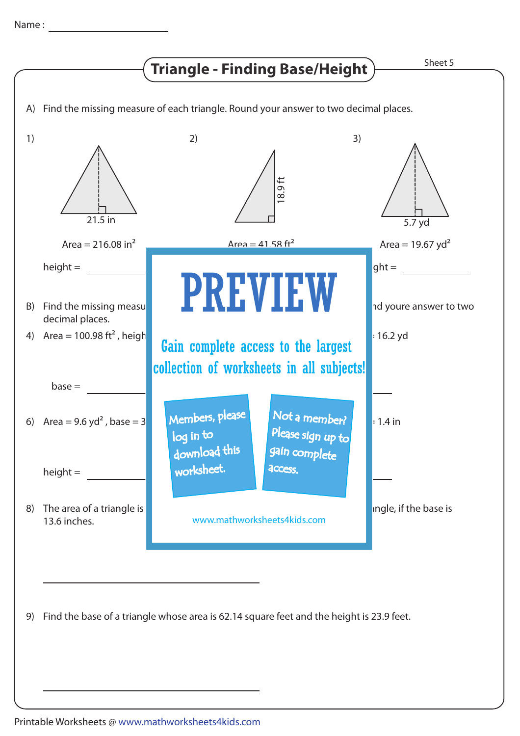Name : ____________________

# Triangle - Finding Base/Height

Sheet 5

A) Find the missing measure of each triangle. Round your answer to two decimal places.

1)

21.5 in

Area = 216.08 $in^2$

height = ____________

2)

18.9 ft

Area = 41.58 $ft^2$

3)

5.7 yd

Area = 19.67 $yd^2$

ght = ____________

PREVIEW

Gain complete access to the largest collection of worksheets in all subjects!

Members, please log in to download this worksheet.

Not a member? Please sign up to gain complete access.

www.mathworksheets4kids.com

B) Find the missing measu nd youre answer to two decimal places.

4) Area = 100.98 $ft^2$ , heigh

: 16.2 yd

base = ____________

6) Area = 9.6 $yd^2$ , base = 3

: 1.4 in

height = ____________

8) The area of a triangle is ngle, if the base is 13.6 inches.

____________________________________

9) Find the base of a triangle whose area is 62.14 square feet and the height is 23.9 feet.

____________________________________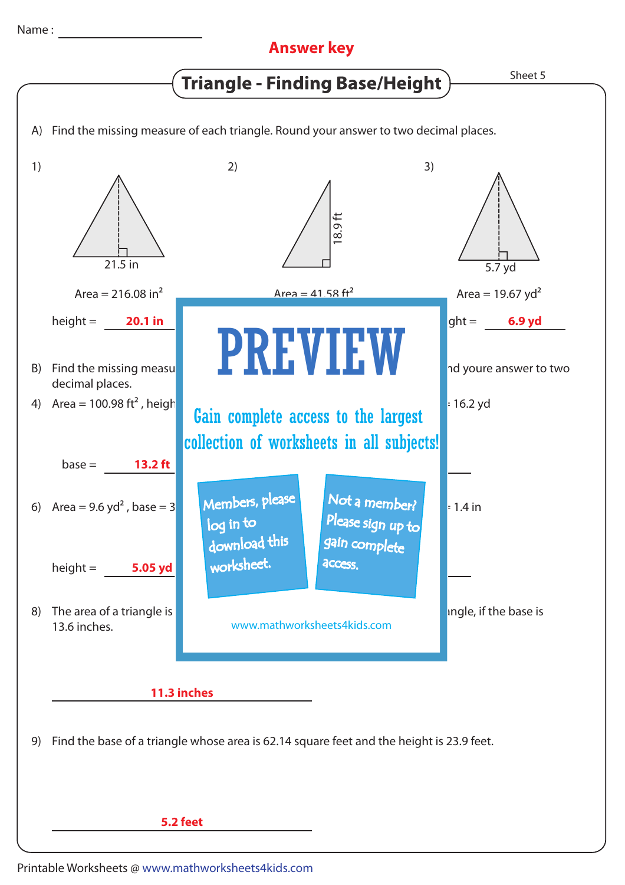Name :

**Answer key**

# Triangle - Finding Base/Height

Sheet 5

A) Find the missing measure of each triangle. Round your answer to two decimal places.

1)

21.5 in

Area = 216.08 $in^2$

height = **20.1 in**

2)

18.9 ft

Area = 41.58 $ft^2$

3)

5.7 yd

Area = 19.67 $yd^2$

ght = **6.9 yd**

PREVIEW

Gain complete access to the largest collection of worksheets in all subjects!

Members, please log in to download this worksheet.

Not a member? Please sign up to gain complete access.

www.mathworksheets4kids.com

B) Find the missing measu nd youre answer to two decimal places.

4) Area = 100.98 $ft^2$ , heigh

$=$ 16.2 yd

base = **13.2 ft**

6) Area = 9.6 $yd^2$ , base = 3

$=$ 1.4 in

height = **5.05 yd**

8) The area of a triangle is ingle, if the base is 13.6 inches.

**11.3 inches**

9) Find the base of a triangle whose area is 62.14 square feet and the height is 23.9 feet.

**5.2 feet**

Printable Worksheets @ www.mathworksheets4kids.com